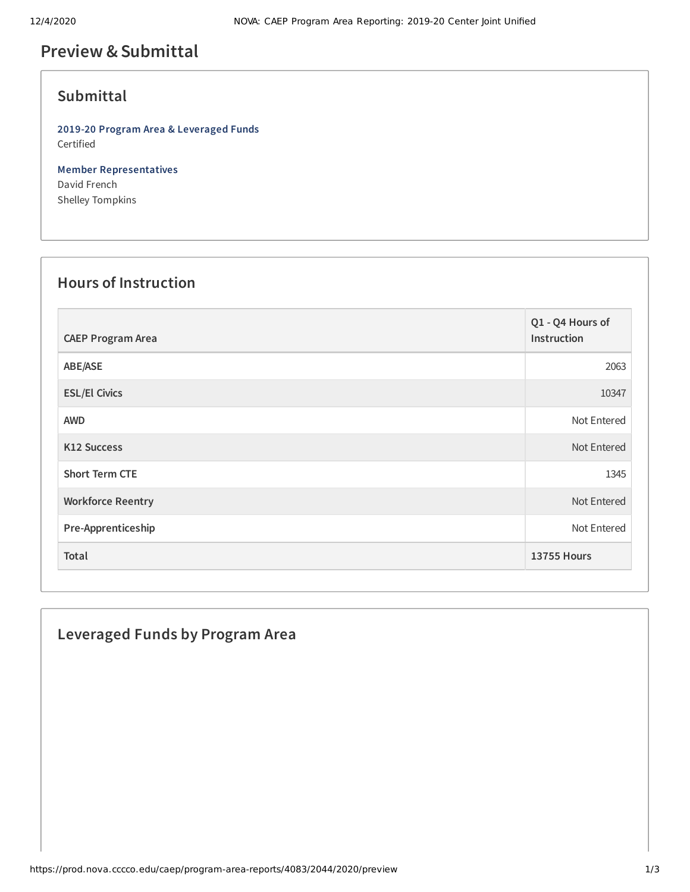# Preview & Submittal

## Submittal

**2019-20 Program Area & Leveraged Funds**
Certified

**Member Representatives**
David French
Shelley Tompkins

## Hours of Instruction

| CAEP Program Area | Q1 - Q4 Hours of Instruction |
|---|---|
| ABE/ASE | 2063 |
| ESL/El Civics | 10347 |
| AWD | Not Entered |
| K12 Success | Not Entered |
| Short Term CTE | 1345 |
| Workforce Reentry | Not Entered |
| Pre-Apprenticeship | Not Entered |
| **Total** | **13755 Hours** |

## Leveraged Funds by Program Area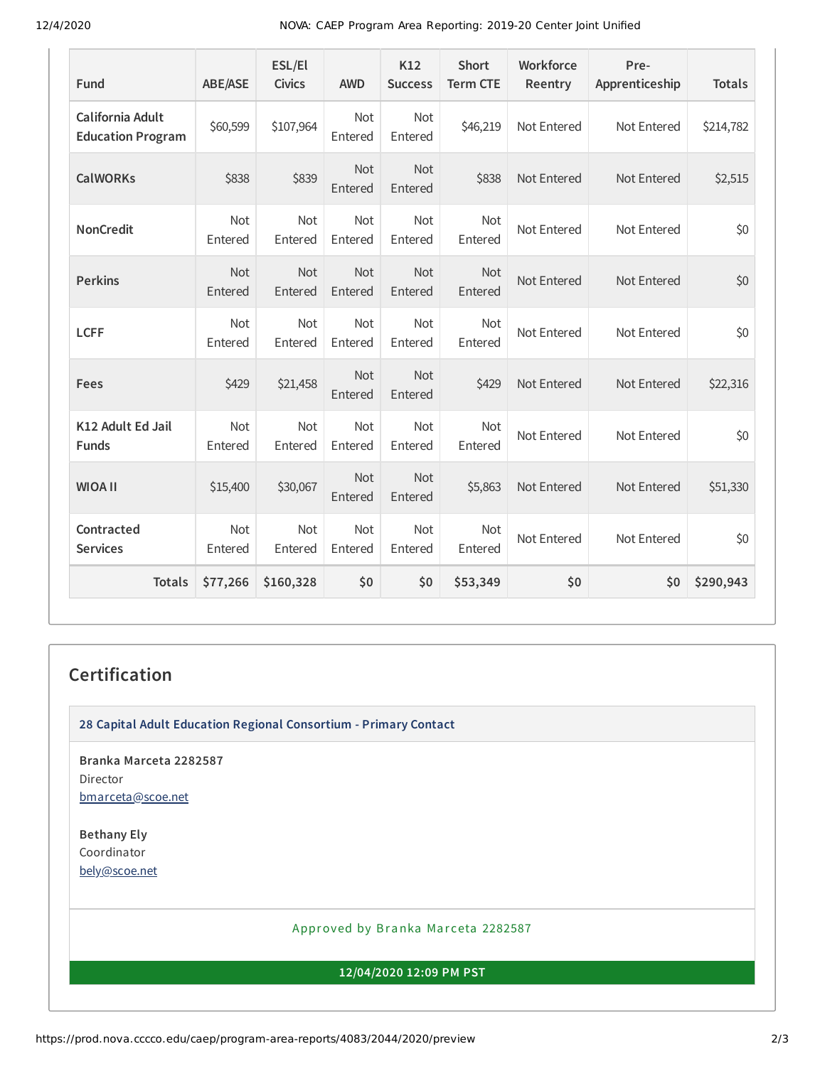| Fund | ABE/ASE | ESL/El Civics | AWD | K12 Success | Short Term CTE | Workforce Reentry | Pre-Apprenticeship | Totals |
|---|---|---|---|---|---|---|---|---|
| California Adult Education Program | $60,599 | $107,964 | Not Entered | Not Entered | $46,219 | Not Entered | Not Entered | $214,782 |
| CalWORKs | $838 | $839 | Not Entered | Not Entered | $838 | Not Entered | Not Entered | $2,515 |
| NonCredit | Not Entered | Not Entered | Not Entered | Not Entered | Not Entered | Not Entered | Not Entered | $0 |
| Perkins | Not Entered | Not Entered | Not Entered | Not Entered | Not Entered | Not Entered | Not Entered | $0 |
| LCFF | Not Entered | Not Entered | Not Entered | Not Entered | Not Entered | Not Entered | Not Entered | $0 |
| Fees | $429 | $21,458 | Not Entered | Not Entered | $429 | Not Entered | Not Entered | $22,316 |
| K12 Adult Ed Jail Funds | Not Entered | Not Entered | Not Entered | Not Entered | Not Entered | Not Entered | Not Entered | $0 |
| WIOA II | $15,400 | $30,067 | Not Entered | Not Entered | $5,863 | Not Entered | Not Entered | $51,330 |
| Contracted Services | Not Entered | Not Entered | Not Entered | Not Entered | Not Entered | Not Entered | Not Entered | $0 |
| Totals | $77,266 | $160,328 | $0 | $0 | $53,349 | $0 | $0 | $290,943 |

## Certification

**28 Capital Adult Education Regional Consortium - Primary Contact**

**Branka Marceta 2282587**
Director
bmarceta@scoe.net

**Bethany Ely**
Coordinator
bely@scoe.net

Approved by Branka Marceta 2282587

**12/04/2020 12:09 PM PST**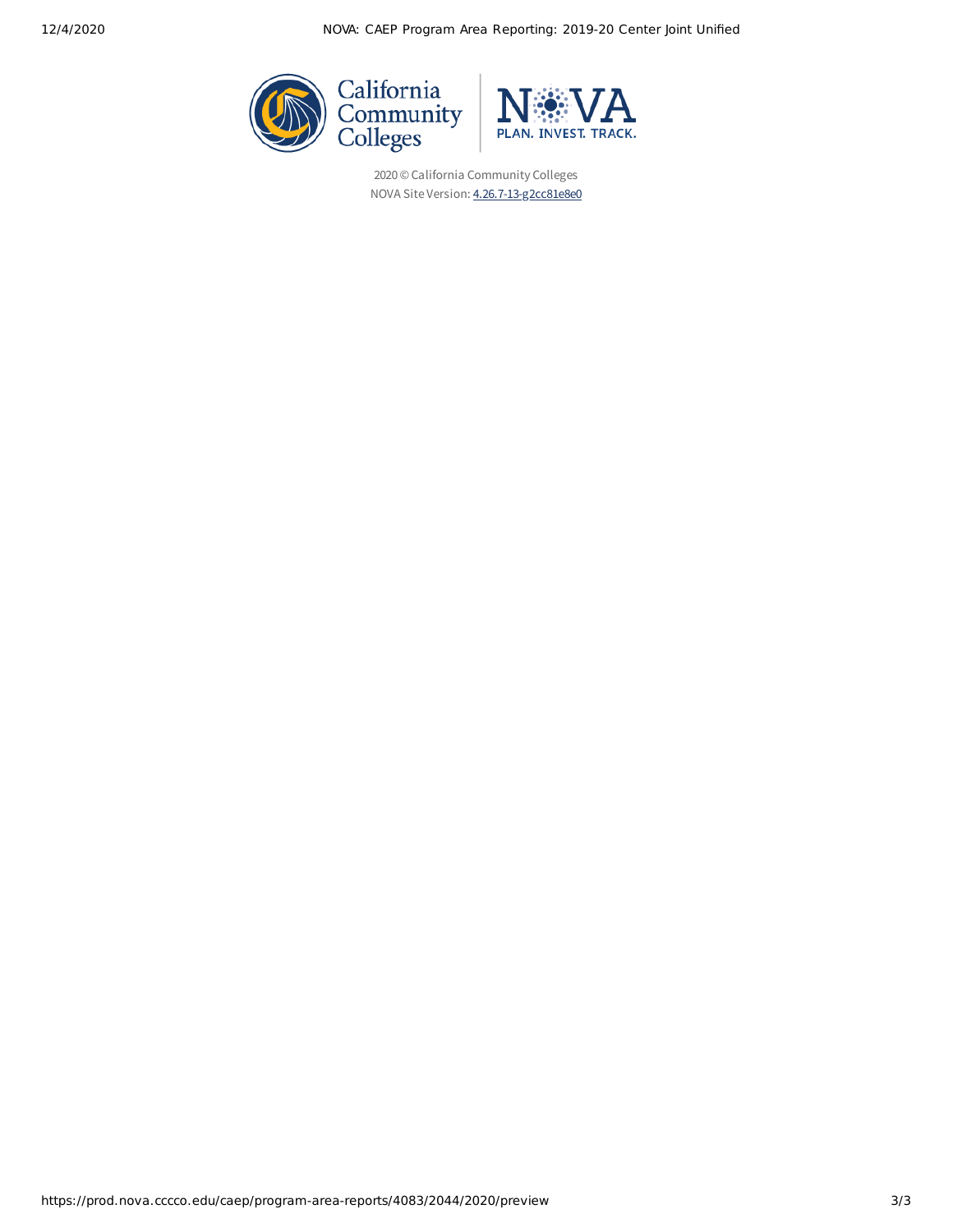2020 © California Community Colleges
NOVA Site Version: 4.26.7-13-g2cc81e8e0